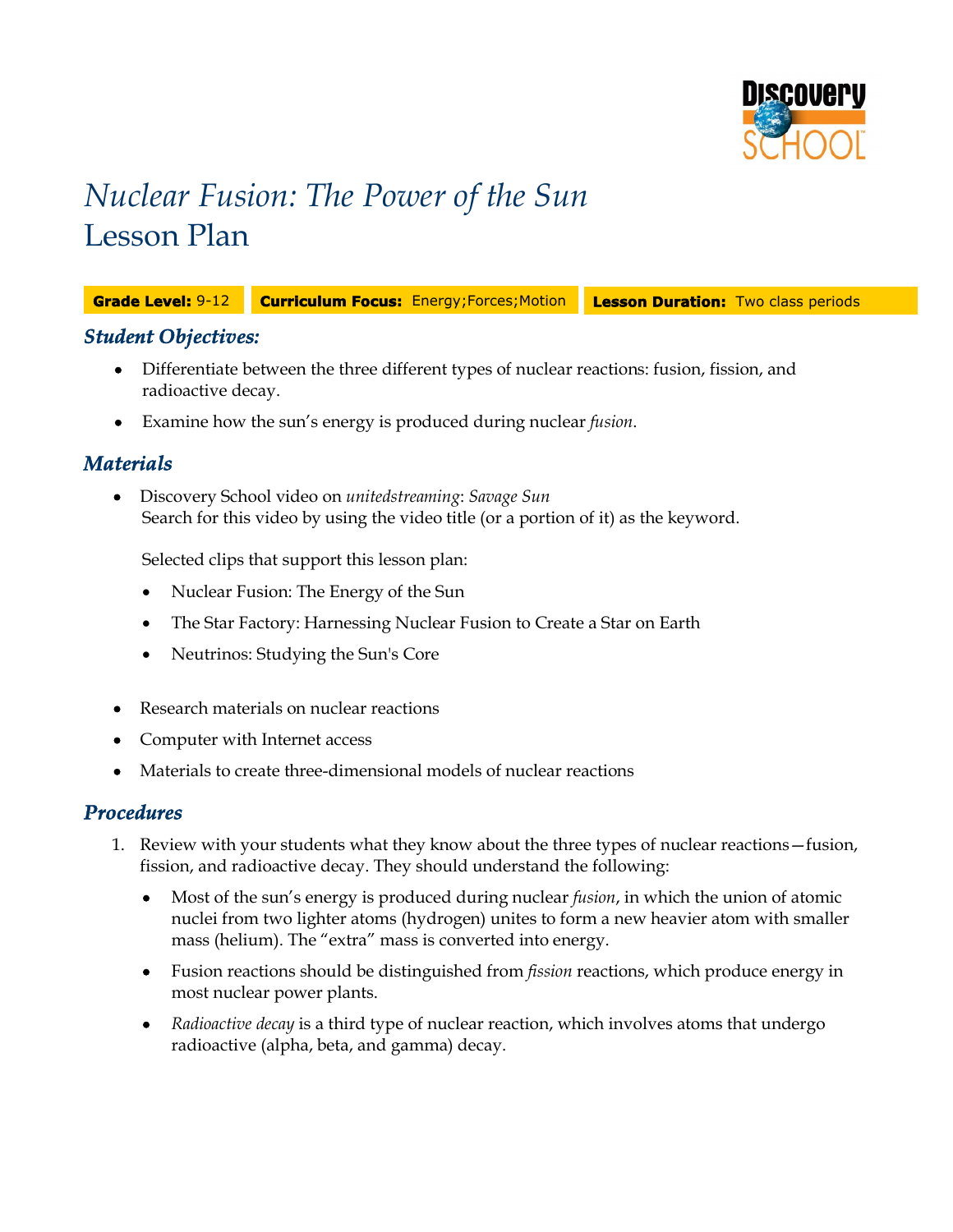# *Nuclear Fusion: The Power of the Sun*
# Lesson Plan

**Grade Level:** 9-12 **Curriculum Focus:** Energy;Forces;Motion **Lesson Duration:** Two class periods

## *Student Objectives:*

- Differentiate between the three different types of nuclear reactions: fusion, fission, and radioactive decay.
- Examine how the sun's energy is produced during nuclear *fusion*.

## *Materials*

- Discovery School video on *unitedstreaming*: *Savage Sun*
  Search for this video by using the video title (or a portion of it) as the keyword.

  Selected clips that support this lesson plan:

  - Nuclear Fusion: The Energy of the Sun
  - The Star Factory: Harnessing Nuclear Fusion to Create a Star on Earth
  - Neutrinos: Studying the Sun's Core

- Research materials on nuclear reactions
- Computer with Internet access
- Materials to create three-dimensional models of nuclear reactions

## *Procedures*

1. Review with your students what they know about the three types of nuclear reactions—fusion, fission, and radioactive decay. They should understand the following:
   - Most of the sun's energy is produced during nuclear *fusion*, in which the union of atomic nuclei from two lighter atoms (hydrogen) unites to form a new heavier atom with smaller mass (helium). The "extra" mass is converted into energy.
   - Fusion reactions should be distinguished from *fission* reactions, which produce energy in most nuclear power plants.
   - *Radioactive decay* is a third type of nuclear reaction, which involves atoms that undergo radioactive (alpha, beta, and gamma) decay.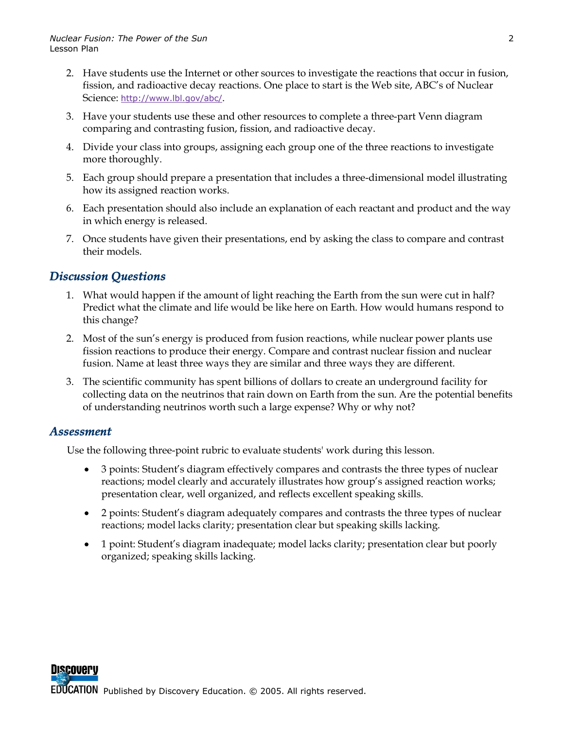2. Have students use the Internet or other sources to investigate the reactions that occur in fusion, fission, and radioactive decay reactions. One place to start is the Web site, ABC's of Nuclear Science: http://www.lbl.gov/abc/.

3. Have your students use these and other resources to complete a three-part Venn diagram comparing and contrasting fusion, fission, and radioactive decay.

4. Divide your class into groups, assigning each group one of the three reactions to investigate more thoroughly.

5. Each group should prepare a presentation that includes a three-dimensional model illustrating how its assigned reaction works.

6. Each presentation should also include an explanation of each reactant and product and the way in which energy is released.

7. Once students have given their presentations, end by asking the class to compare and contrast their models.

## Discussion Questions

1. What would happen if the amount of light reaching the Earth from the sun were cut in half? Predict what the climate and life would be like here on Earth. How would humans respond to this change?

2. Most of the sun's energy is produced from fusion reactions, while nuclear power plants use fission reactions to produce their energy. Compare and contrast nuclear fission and nuclear fusion. Name at least three ways they are similar and three ways they are different.

3. The scientific community has spent billions of dollars to create an underground facility for collecting data on the neutrinos that rain down on Earth from the sun. Are the potential benefits of understanding neutrinos worth such a large expense? Why or why not?

## Assessment

Use the following three-point rubric to evaluate students' work during this lesson.

- 3 points: Student's diagram effectively compares and contrasts the three types of nuclear reactions; model clearly and accurately illustrates how group's assigned reaction works; presentation clear, well organized, and reflects excellent speaking skills.

- 2 points: Student's diagram adequately compares and contrasts the three types of nuclear reactions; model lacks clarity; presentation clear but speaking skills lacking.

- 1 point: Student's diagram inadequate; model lacks clarity; presentation clear but poorly organized; speaking skills lacking.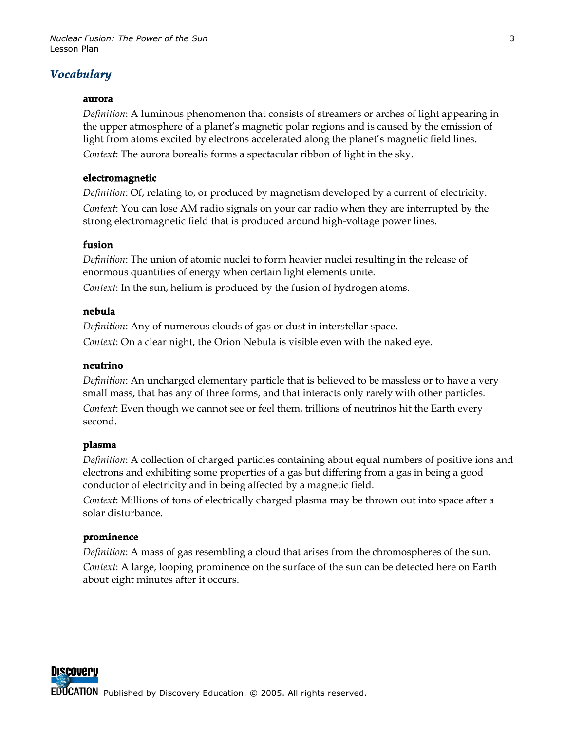## Vocabulary

**aurora**

*Definition*: A luminous phenomenon that consists of streamers or arches of light appearing in the upper atmosphere of a planet's magnetic polar regions and is caused by the emission of light from atoms excited by electrons accelerated along the planet's magnetic field lines.

*Context*: The aurora borealis forms a spectacular ribbon of light in the sky.

**electromagnetic**

*Definition*: Of, relating to, or produced by magnetism developed by a current of electricity.

*Context*: You can lose AM radio signals on your car radio when they are interrupted by the strong electromagnetic field that is produced around high-voltage power lines.

**fusion**

*Definition*: The union of atomic nuclei to form heavier nuclei resulting in the release of enormous quantities of energy when certain light elements unite.

*Context*: In the sun, helium is produced by the fusion of hydrogen atoms.

**nebula**

*Definition*: Any of numerous clouds of gas or dust in interstellar space.

*Context*: On a clear night, the Orion Nebula is visible even with the naked eye.

**neutrino**

*Definition*: An uncharged elementary particle that is believed to be massless or to have a very small mass, that has any of three forms, and that interacts only rarely with other particles.

*Context*: Even though we cannot see or feel them, trillions of neutrinos hit the Earth every second.

**plasma**

*Definition*: A collection of charged particles containing about equal numbers of positive ions and electrons and exhibiting some properties of a gas but differing from a gas in being a good conductor of electricity and in being affected by a magnetic field.

*Context*: Millions of tons of electrically charged plasma may be thrown out into space after a solar disturbance.

**prominence**

*Definition*: A mass of gas resembling a cloud that arises from the chromospheres of the sun.

*Context*: A large, looping prominence on the surface of the sun can be detected here on Earth about eight minutes after it occurs.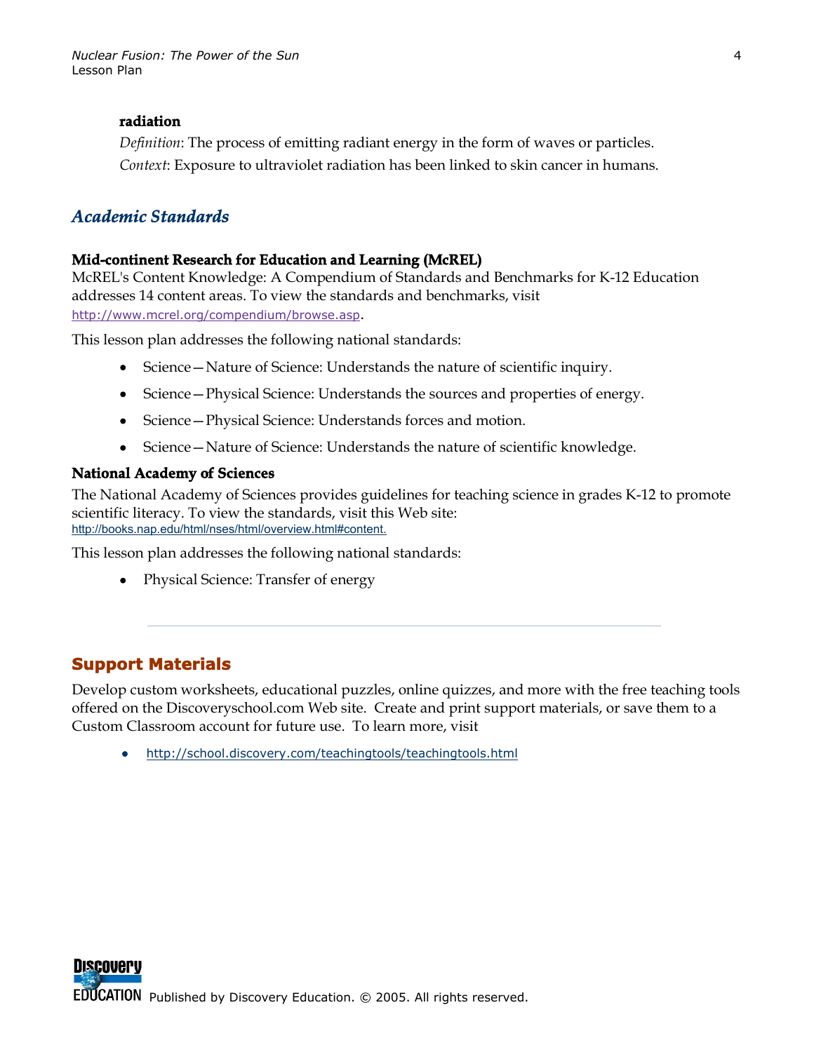**radiation**

*Definition*: The process of emitting radiant energy in the form of waves or particles.

*Context*: Exposure to ultraviolet radiation has been linked to skin cancer in humans.

## Academic Standards

### Mid-continent Research for Education and Learning (McREL)

McREL's Content Knowledge: A Compendium of Standards and Benchmarks for K-12 Education addresses 14 content areas. To view the standards and benchmarks, visit http://www.mcrel.org/compendium/browse.asp.

This lesson plan addresses the following national standards:

- Science—Nature of Science: Understands the nature of scientific inquiry.
- Science—Physical Science: Understands the sources and properties of energy.
- Science—Physical Science: Understands forces and motion.
- Science—Nature of Science: Understands the nature of scientific knowledge.

### National Academy of Sciences

The National Academy of Sciences provides guidelines for teaching science in grades K-12 to promote scientific literacy. To view the standards, visit this Web site: http://books.nap.edu/html/nses/html/overview.html#content.

This lesson plan addresses the following national standards:

- Physical Science: Transfer of energy

## Support Materials

Develop custom worksheets, educational puzzles, online quizzes, and more with the free teaching tools offered on the Discoveryschool.com Web site. Create and print support materials, or save them to a Custom Classroom account for future use. To learn more, visit

- http://school.discovery.com/teachingtools/teachingtools.html

Published by Discovery Education. © 2005. All rights reserved.